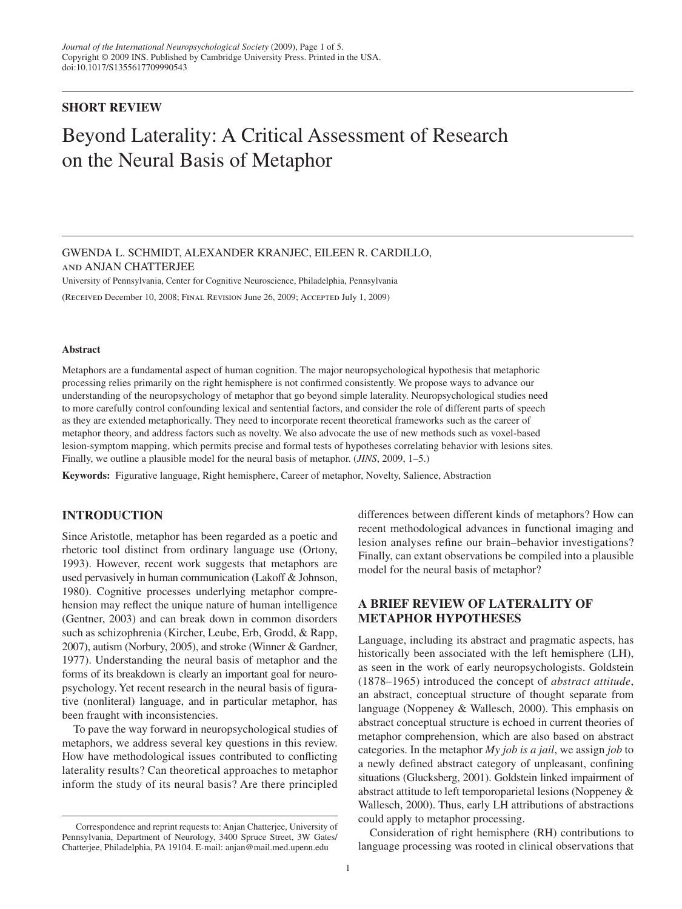SHORT REVIEW

# Beyond Laterality: A Critical Assessment of Research on the Neural Basis of Metaphor

GWENDA L. SCHMIDT, ALEXANDER KRANJEC, EILEEN R. CARDILLO, AND ANJAN CHATTERJEE

University of Pennsylvania, Center for Cognitive Neuroscience, Philadelphia, Pennsylvania

(Received December 10, 2008; Final Revision June 26, 2009; Accepted July 1, 2009)

#### Abstract

Metaphors are a fundamental aspect of human cognition. The major neuropsychological hypothesis that metaphoric processing relies primarily on the right hemisphere is not confirmed consistently. We propose ways to advance our understanding of the neuropsychology of metaphor that go beyond simple laterality. Neuropsychological studies need to more carefully control confounding lexical and sentential factors, and consider the role of different parts of speech as they are extended metaphorically. They need to incorporate recent theoretical frameworks such as the career of metaphor theory, and address factors such as novelty. We also advocate the use of new methods such as voxel-based lesion-symptom mapping, which permits precise and formal tests of hypotheses correlating behavior with lesions sites. Finally, we outline a plausible model for the neural basis of metaphor. (*JINS*, 2009, 1–5.)

**Keywords:** Figurative language, Right hemisphere, Career of metaphor, Novelty, Salience, Abstraction

## INTRODUCTION

Since Aristotle, metaphor has been regarded as a poetic and rhetoric tool distinct from ordinary language use (Ortony, 1993). However, recent work suggests that metaphors are used pervasively in human communication (Lakoff & Johnson, 1980). Cognitive processes underlying metaphor comprehension may reflect the unique nature of human intelligence (Gentner, 2003) and can break down in common disorders such as schizophrenia (Kircher, Leube, Erb, Grodd, & Rapp, 2007), autism (Norbury, 2005), and stroke (Winner & Gardner, 1977). Understanding the neural basis of metaphor and the forms of its breakdown is clearly an important goal for neuropsychology. Yet recent research in the neural basis of figurative (nonliteral) language, and in particular metaphor, has been fraught with inconsistencies.

To pave the way forward in neuropsychological studies of metaphors, we address several key questions in this review. How have methodological issues contributed to conflicting laterality results? Can theoretical approaches to metaphor inform the study of its neural basis? Are there principled differences between different kinds of metaphors? How can recent methodological advances in functional imaging and lesion analyses refine our brain–behavior investigations? Finally, can extant observations be compiled into a plausible model for the neural basis of metaphor?

## A BRIEF REVIEW OF LATERALITY OF METAPHOR HYPOTHESES

Language, including its abstract and pragmatic aspects, has historically been associated with the left hemisphere (LH), as seen in the work of early neuropsychologists. Goldstein (1878–1965) introduced the concept of *abstract attitude*, an abstract, conceptual structure of thought separate from language (Noppeney & Wallesch, 2000). This emphasis on abstract conceptual structure is echoed in current theories of metaphor comprehension, which are also based on abstract categories. In the metaphor *My job is a jail*, we assign *job* to a newly defined abstract category of unpleasant, confining situations (Glucksberg, 2001). Goldstein linked impairment of abstract attitude to left temporoparietal lesions (Noppeney & Wallesch, 2000). Thus, early LH attributions of abstractions could apply to metaphor processing.

Consideration of right hemisphere (RH) contributions to language processing was rooted in clinical observations that

Correspondence and reprint requests to: Anjan Chatterjee, University of Pennsylvania, Department of Neurology, 3400 Spruce Street, 3W Gates/Chatterjee, Philadelphia, PA 19104. E-mail: anjan@mail.med.upenn.edu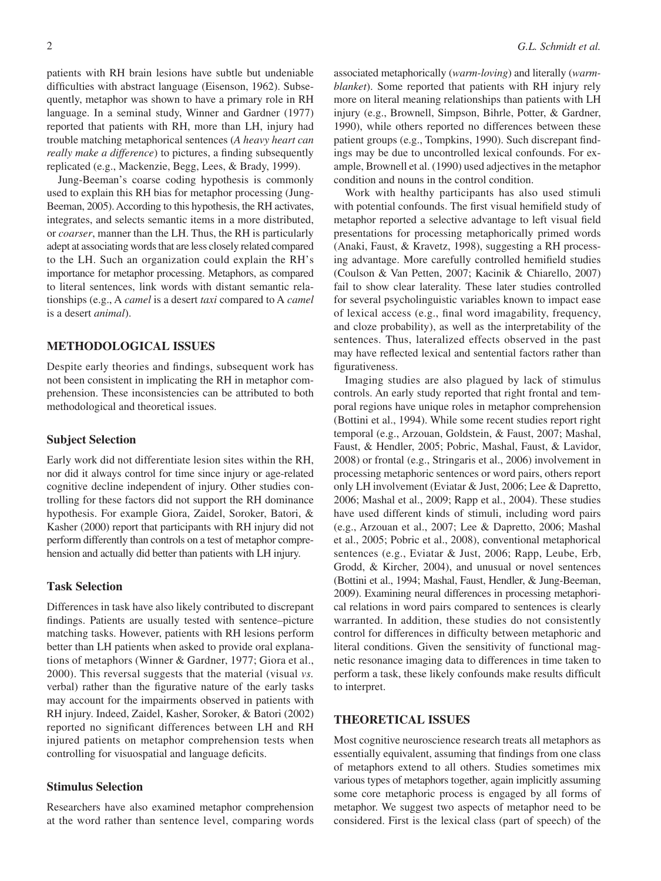patients with RH brain lesions have subtle but undeniable difficulties with abstract language (Eisenson, 1962). Subsequently, metaphor was shown to have a primary role in RH language. In a seminal study, Winner and Gardner (1977) reported that patients with RH, more than LH, injury had trouble matching metaphorical sentences (*A heavy heart can really make a difference*) to pictures, a finding subsequently replicated (e.g., Mackenzie, Begg, Lees, & Brady, 1999).

Jung-Beeman's coarse coding hypothesis is commonly used to explain this RH bias for metaphor processing (Jung-Beeman, 2005). According to this hypothesis, the RH activates, integrates, and selects semantic items in a more distributed, or *coarser*, manner than the LH. Thus, the RH is particularly adept at associating words that are less closely related compared to the LH. Such an organization could explain the RH's importance for metaphor processing. Metaphors, as compared to literal sentences, link words with distant semantic relationships (e.g., A *camel* is a desert *taxi* compared to A *camel* is a desert *animal*).

## METHODOLOGICAL ISSUES

Despite early theories and findings, subsequent work has not been consistent in implicating the RH in metaphor comprehension. These inconsistencies can be attributed to both methodological and theoretical issues.

### Subject Selection

Early work did not differentiate lesion sites within the RH, nor did it always control for time since injury or age-related cognitive decline independent of injury. Other studies controlling for these factors did not support the RH dominance hypothesis. For example Giora, Zaidel, Soroker, Batori, & Kasher (2000) report that participants with RH injury did not perform differently than controls on a test of metaphor comprehension and actually did better than patients with LH injury.

### Task Selection

Differences in task have also likely contributed to discrepant findings. Patients are usually tested with sentence–picture matching tasks. However, patients with RH lesions perform better than LH patients when asked to provide oral explanations of metaphors (Winner & Gardner, 1977; Giora et al., 2000). This reversal suggests that the material (visual *vs.* verbal) rather than the figurative nature of the early tasks may account for the impairments observed in patients with RH injury. Indeed, Zaidel, Kasher, Soroker, & Batori (2002) reported no significant differences between LH and RH injured patients on metaphor comprehension tests when controlling for visuospatial and language deficits.

### Stimulus Selection

Researchers have also examined metaphor comprehension at the word rather than sentence level, comparing words associated metaphorically (*warm-loving*) and literally (*warm-blanket*). Some reported that patients with RH injury rely more on literal meaning relationships than patients with LH injury (e.g., Brownell, Simpson, Bihrle, Potter, & Gardner, 1990), while others reported no differences between these patient groups (e.g., Tompkins, 1990). Such discrepant findings may be due to uncontrolled lexical confounds. For example, Brownell et al. (1990) used adjectives in the metaphor condition and nouns in the control condition.

Work with healthy participants has also used stimuli with potential confounds. The first visual hemifield study of metaphor reported a selective advantage to left visual field presentations for processing metaphorically primed words (Anaki, Faust, & Kravetz, 1998), suggesting a RH processing advantage. More carefully controlled hemifield studies (Coulson & Van Petten, 2007; Kacinik & Chiarello, 2007) fail to show clear laterality. These later studies controlled for several psycholinguistic variables known to impact ease of lexical access (e.g., final word imagability, frequency, and cloze probability), as well as the interpretability of the sentences. Thus, lateralized effects observed in the past may have reflected lexical and sentential factors rather than figurativeness.

Imaging studies are also plagued by lack of stimulus controls. An early study reported that right frontal and temporal regions have unique roles in metaphor comprehension (Bottini et al., 1994). While some recent studies report right temporal (e.g., Arzouan, Goldstein, & Faust, 2007; Mashal, Faust, & Hendler, 2005; Pobric, Mashal, Faust, & Lavidor, 2008) or frontal (e.g., Stringaris et al., 2006) involvement in processing metaphoric sentences or word pairs, others report only LH involvement (Eviatar & Just, 2006; Lee & Dapretto, 2006; Mashal et al., 2009; Rapp et al., 2004). These studies have used different kinds of stimuli, including word pairs (e.g., Arzouan et al., 2007; Lee & Dapretto, 2006; Mashal et al., 2005; Pobric et al., 2008), conventional metaphorical sentences (e.g., Eviatar & Just, 2006; Rapp, Leube, Erb, Grodd, & Kircher, 2004), and unusual or novel sentences (Bottini et al., 1994; Mashal, Faust, Hendler, & Jung-Beeman, 2009). Examining neural differences in processing metaphorical relations in word pairs compared to sentences is clearly warranted. In addition, these studies do not consistently control for differences in difficulty between metaphoric and literal conditions. Given the sensitivity of functional magnetic resonance imaging data to differences in time taken to perform a task, these likely confounds make results difficult to interpret.

## THEORETICAL ISSUES

Most cognitive neuroscience research treats all metaphors as essentially equivalent, assuming that findings from one class of metaphors extend to all others. Studies sometimes mix various types of metaphors together, again implicitly assuming some core metaphoric process is engaged by all forms of metaphor. We suggest two aspects of metaphor need to be considered. First is the lexical class (part of speech) of the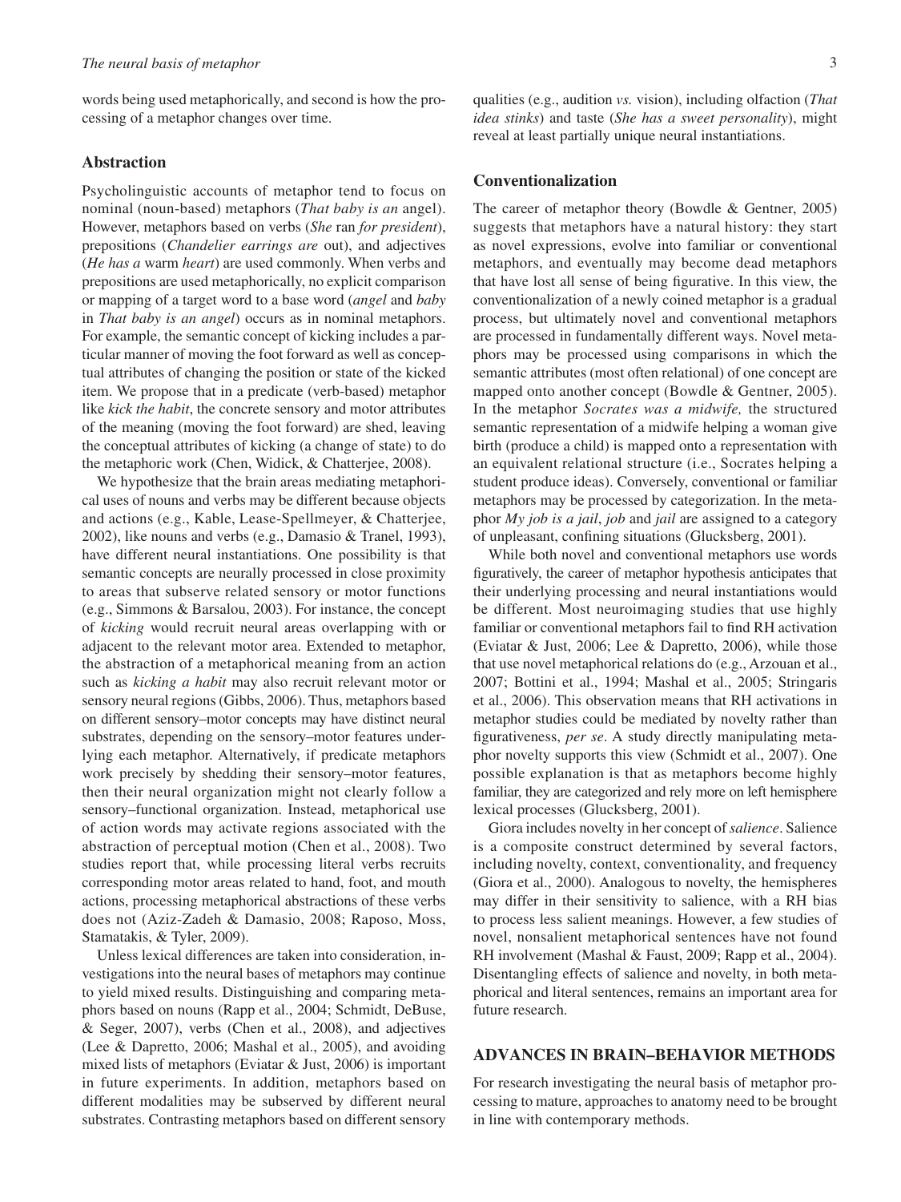words being used metaphorically, and second is how the processing of a metaphor changes over time.

### Abstraction

Psycholinguistic accounts of metaphor tend to focus on nominal (noun-based) metaphors (*That baby is an* angel). However, metaphors based on verbs (*She* ran *for president*), prepositions (*Chandelier earrings are* out), and adjectives (*He has a* warm *heart*) are used commonly. When verbs and prepositions are used metaphorically, no explicit comparison or mapping of a target word to a base word (*angel* and *baby* in *That baby is an angel*) occurs as in nominal metaphors. For example, the semantic concept of kicking includes a particular manner of moving the foot forward as well as conceptual attributes of changing the position or state of the kicked item. We propose that in a predicate (verb-based) metaphor like *kick the habit*, the concrete sensory and motor attributes of the meaning (moving the foot forward) are shed, leaving the conceptual attributes of kicking (a change of state) to do the metaphoric work (Chen, Widick, & Chatterjee, 2008).

We hypothesize that the brain areas mediating metaphorical uses of nouns and verbs may be different because objects and actions (e.g., Kable, Lease-Spellmeyer, & Chatterjee, 2002), like nouns and verbs (e.g., Damasio & Tranel, 1993), have different neural instantiations. One possibility is that semantic concepts are neurally processed in close proximity to areas that subserve related sensory or motor functions (e.g., Simmons & Barsalou, 2003). For instance, the concept of *kicking* would recruit neural areas overlapping with or adjacent to the relevant motor area. Extended to metaphor, the abstraction of a metaphorical meaning from an action such as *kicking a habit* may also recruit relevant motor or sensory neural regions (Gibbs, 2006). Thus, metaphors based on different sensory–motor concepts may have distinct neural substrates, depending on the sensory–motor features underlying each metaphor. Alternatively, if predicate metaphors work precisely by shedding their sensory–motor features, then their neural organization might not clearly follow a sensory–functional organization. Instead, metaphorical use of action words may activate regions associated with the abstraction of perceptual motion (Chen et al., 2008). Two studies report that, while processing literal verbs recruits corresponding motor areas related to hand, foot, and mouth actions, processing metaphorical abstractions of these verbs does not (Aziz-Zadeh & Damasio, 2008; Raposo, Moss, Stamatakis, & Tyler, 2009).

Unless lexical differences are taken into consideration, investigations into the neural bases of metaphors may continue to yield mixed results. Distinguishing and comparing metaphors based on nouns (Rapp et al., 2004; Schmidt, DeBuse, & Seger, 2007), verbs (Chen et al., 2008), and adjectives (Lee & Dapretto, 2006; Mashal et al., 2005), and avoiding mixed lists of metaphors (Eviatar & Just, 2006) is important in future experiments. In addition, metaphors based on different modalities may be subserved by different neural substrates. Contrasting metaphors based on different sensory qualities (e.g., audition *vs.* vision), including olfaction (*That idea stinks*) and taste (*She has a sweet personality*), might reveal at least partially unique neural instantiations.

### Conventionalization

The career of metaphor theory (Bowdle & Gentner, 2005) suggests that metaphors have a natural history: they start as novel expressions, evolve into familiar or conventional metaphors, and eventually may become dead metaphors that have lost all sense of being figurative. In this view, the conventionalization of a newly coined metaphor is a gradual process, but ultimately novel and conventional metaphors are processed in fundamentally different ways. Novel metaphors may be processed using comparisons in which the semantic attributes (most often relational) of one concept are mapped onto another concept (Bowdle & Gentner, 2005). In the metaphor *Socrates was a midwife,* the structured semantic representation of a midwife helping a woman give birth (produce a child) is mapped onto a representation with an equivalent relational structure (i.e., Socrates helping a student produce ideas). Conversely, conventional or familiar metaphors may be processed by categorization. In the metaphor *My job is a jail*, *job* and *jail* are assigned to a category of unpleasant, confining situations (Glucksberg, 2001).

While both novel and conventional metaphors use words figuratively, the career of metaphor hypothesis anticipates that their underlying processing and neural instantiations would be different. Most neuroimaging studies that use highly familiar or conventional metaphors fail to find RH activation (Eviatar & Just, 2006; Lee & Dapretto, 2006), while those that use novel metaphorical relations do (e.g., Arzouan et al., 2007; Bottini et al., 1994; Mashal et al., 2005; Stringaris et al., 2006). This observation means that RH activations in metaphor studies could be mediated by novelty rather than figurativeness, *per se*. A study directly manipulating metaphor novelty supports this view (Schmidt et al., 2007). One possible explanation is that as metaphors become highly familiar, they are categorized and rely more on left hemisphere lexical processes (Glucksberg, 2001).

Giora includes novelty in her concept of *salience*. Salience is a composite construct determined by several factors, including novelty, context, conventionality, and frequency (Giora et al., 2000). Analogous to novelty, the hemispheres may differ in their sensitivity to salience, with a RH bias to process less salient meanings. However, a few studies of novel, nonsalient metaphorical sentences have not found RH involvement (Mashal & Faust, 2009; Rapp et al., 2004). Disentangling effects of salience and novelty, in both metaphorical and literal sentences, remains an important area for future research.

## ADVANCES IN BRAIN–BEHAVIOR METHODS

For research investigating the neural basis of metaphor processing to mature, approaches to anatomy need to be brought in line with contemporary methods.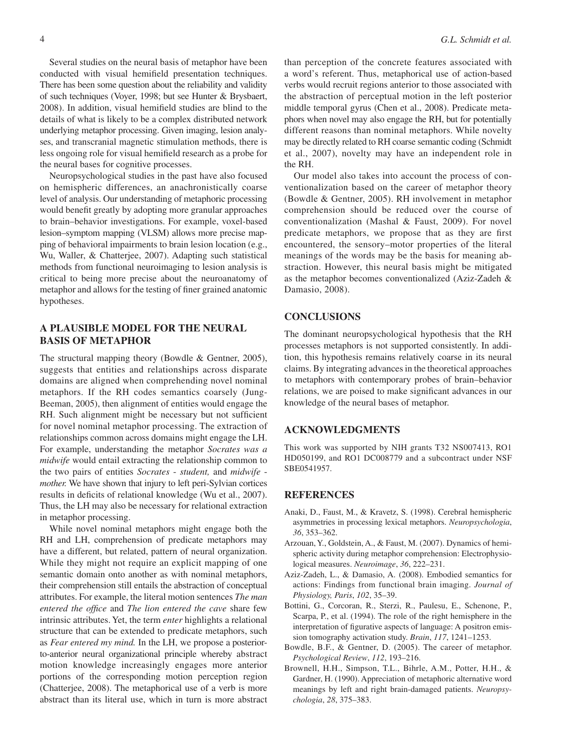Several studies on the neural basis of metaphor have been conducted with visual hemifield presentation techniques. There has been some question about the reliability and validity of such techniques (Voyer, 1998; but see Hunter & Brysbaert, 2008). In addition, visual hemifield studies are blind to the details of what is likely to be a complex distributed network underlying metaphor processing. Given imaging, lesion analyses, and transcranial magnetic stimulation methods, there is less ongoing role for visual hemifield research as a probe for the neural bases for cognitive processes.

Neuropsychological studies in the past have also focused on hemispheric differences, an anachronistically coarse level of analysis. Our understanding of metaphoric processing would benefit greatly by adopting more granular approaches to brain–behavior investigations. For example, voxel-based lesion–symptom mapping (VLSM) allows more precise mapping of behavioral impairments to brain lesion location (e.g., Wu, Waller, & Chatterjee, 2007). Adapting such statistical methods from functional neuroimaging to lesion analysis is critical to being more precise about the neuroanatomy of metaphor and allows for the testing of finer grained anatomic hypotheses.

## A PLAUSIBLE MODEL FOR THE NEURAL BASIS OF METAPHOR

The structural mapping theory (Bowdle & Gentner, 2005), suggests that entities and relationships across disparate domains are aligned when comprehending novel nominal metaphors. If the RH codes semantics coarsely (Jung-Beeman, 2005), then alignment of entities would engage the RH. Such alignment might be necessary but not sufficient for novel nominal metaphor processing. The extraction of relationships common across domains might engage the LH. For example, understanding the metaphor *Socrates was a midwife* would entail extracting the relationship common to the two pairs of entities *Socrates - student,* and *midwife - mother.* We have shown that injury to left peri-Sylvian cortices results in deficits of relational knowledge (Wu et al., 2007). Thus, the LH may also be necessary for relational extraction in metaphor processing.

While novel nominal metaphors might engage both the RH and LH, comprehension of predicate metaphors may have a different, but related, pattern of neural organization. While they might not require an explicit mapping of one semantic domain onto another as with nominal metaphors, their comprehension still entails the abstraction of conceptual attributes. For example, the literal motion sentences *The man entered the office* and *The lion entered the cave* share few intrinsic attributes. Yet, the term *enter* highlights a relational structure that can be extended to predicate metaphors, such as *Fear entered my mind.* In the LH, we propose a posterior-to-anterior neural organizational principle whereby abstract motion knowledge increasingly engages more anterior portions of the corresponding motion perception region (Chatterjee, 2008). The metaphorical use of a verb is more abstract than its literal use, which in turn is more abstract than perception of the concrete features associated with a word's referent. Thus, metaphorical use of action-based verbs would recruit regions anterior to those associated with the abstraction of perceptual motion in the left posterior middle temporal gyrus (Chen et al., 2008). Predicate metaphors when novel may also engage the RH, but for potentially different reasons than nominal metaphors. While novelty may be directly related to RH coarse semantic coding (Schmidt et al., 2007), novelty may have an independent role in the RH.

Our model also takes into account the process of conventionalization based on the career of metaphor theory (Bowdle & Gentner, 2005). RH involvement in metaphor comprehension should be reduced over the course of conventionalization (Mashal & Faust, 2009). For novel predicate metaphors, we propose that as they are first encountered, the sensory–motor properties of the literal meanings of the words may be the basis for meaning abstraction. However, this neural basis might be mitigated as the metaphor becomes conventionalized (Aziz-Zadeh & Damasio, 2008).

## CONCLUSIONS

The dominant neuropsychological hypothesis that the RH processes metaphors is not supported consistently. In addition, this hypothesis remains relatively coarse in its neural claims. By integrating advances in the theoretical approaches to metaphors with contemporary probes of brain–behavior relations, we are poised to make significant advances in our knowledge of the neural bases of metaphor.

## ACKNOWLEDGMENTS

This work was supported by NIH grants T32 NS007413, RO1 HD050199, and RO1 DC008779 and a subcontract under NSF SBE0541957.

## REFERENCES

- Anaki, D., Faust, M., & Kravetz, S. (1998). Cerebral hemispheric asymmetries in processing lexical metaphors. *Neuropsychologia*, *36*, 353–362.
- Arzouan, Y., Goldstein, A., & Faust, M. (2007). Dynamics of hemispheric activity during metaphor comprehension: Electrophysiological measures. *Neuroimage*, *36*, 222–231.
- Aziz-Zadeh, L., & Damasio, A. (2008). Embodied semantics for actions: Findings from functional brain imaging. *Journal of Physiology, Paris*, *102*, 35–39.
- Bottini, G., Corcoran, R., Sterzi, R., Paulesu, E., Schenone, P., Scarpa, P., et al. (1994). The role of the right hemisphere in the interpretation of figurative aspects of language: A positron emission tomography activation study. *Brain*, *117*, 1241–1253.
- Bowdle, B.F., & Gentner, D. (2005). The career of metaphor. *Psychological Review*, *112*, 193–216.
- Brownell, H.H., Simpson, T.L., Bihrle, A.M., Potter, H.H., & Gardner, H. (1990). Appreciation of metaphoric alternative word meanings by left and right brain-damaged patients. *Neuropsychologia*, *28*, 375–383.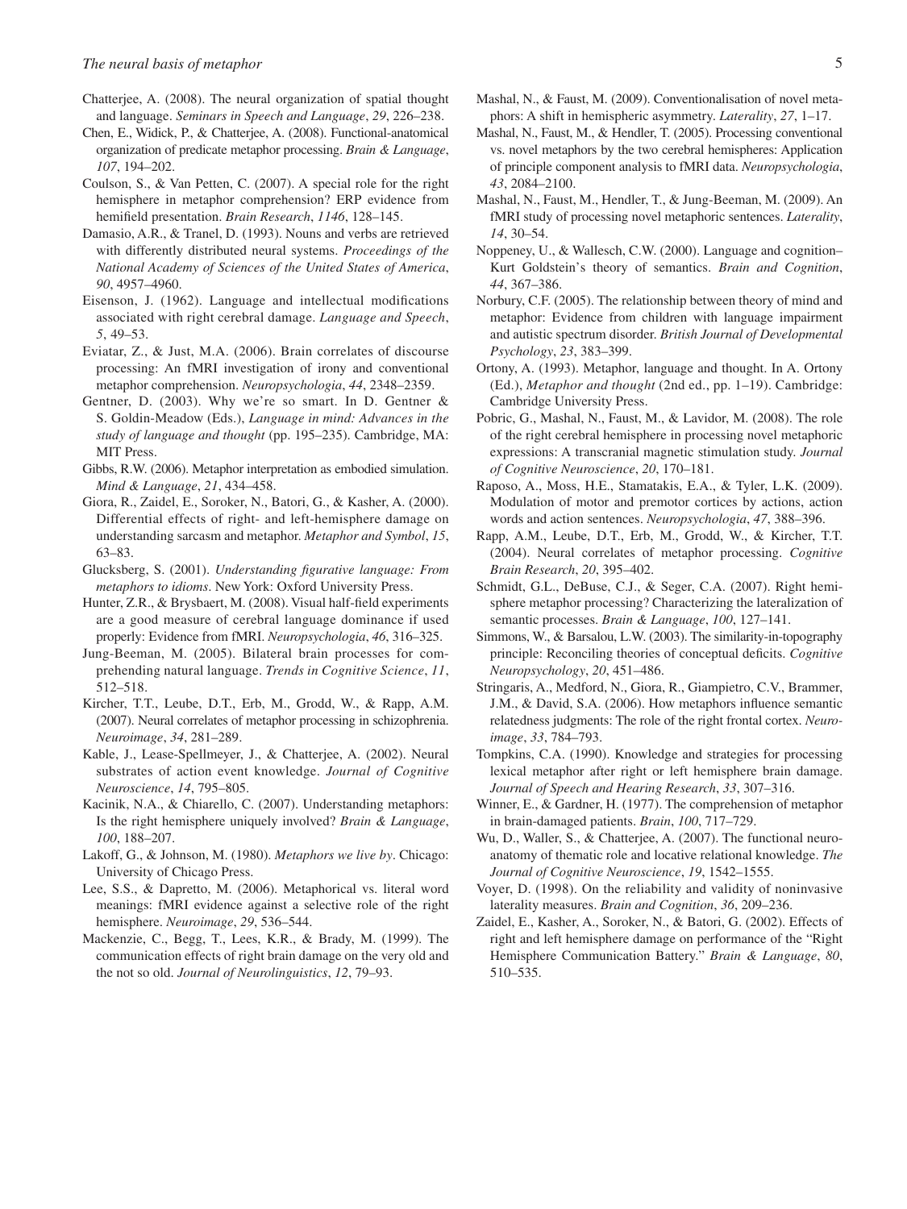Chatterjee, A. (2008). The neural organization of spatial thought and language. *Seminars in Speech and Language*, *29*, 226–238.

Chen, E., Widick, P., & Chatterjee, A. (2008). Functional-anatomical organization of predicate metaphor processing. *Brain & Language*, *107*, 194–202.

Coulson, S., & Van Petten, C. (2007). A special role for the right hemisphere in metaphor comprehension? ERP evidence from hemifield presentation. *Brain Research*, *1146*, 128–145.

Damasio, A.R., & Tranel, D. (1993). Nouns and verbs are retrieved with differently distributed neural systems. *Proceedings of the National Academy of Sciences of the United States of America*, *90*, 4957–4960.

Eisenson, J. (1962). Language and intellectual modifications associated with right cerebral damage. *Language and Speech*, *5*, 49–53.

Eviatar, Z., & Just, M.A. (2006). Brain correlates of discourse processing: An fMRI investigation of irony and conventional metaphor comprehension. *Neuropsychologia*, *44*, 2348–2359.

Gentner, D. (2003). Why we're so smart. In D. Gentner & S. Goldin-Meadow (Eds.), *Language in mind: Advances in the study of language and thought* (pp. 195–235). Cambridge, MA: MIT Press.

Gibbs, R.W. (2006). Metaphor interpretation as embodied simulation. *Mind & Language*, *21*, 434–458.

Giora, R., Zaidel, E., Soroker, N., Batori, G., & Kasher, A. (2000). Differential effects of right- and left-hemisphere damage on understanding sarcasm and metaphor. *Metaphor and Symbol*, *15*, 63–83.

Glucksberg, S. (2001). *Understanding figurative language: From metaphors to idioms*. New York: Oxford University Press.

Hunter, Z.R., & Brysbaert, M. (2008). Visual half-field experiments are a good measure of cerebral language dominance if used properly: Evidence from fMRI. *Neuropsychologia*, *46*, 316–325.

Jung-Beeman, M. (2005). Bilateral brain processes for comprehending natural language. *Trends in Cognitive Science*, *11*, 512–518.

Kircher, T.T., Leube, D.T., Erb, M., Grodd, W., & Rapp, A.M. (2007). Neural correlates of metaphor processing in schizophrenia. *Neuroimage*, *34*, 281–289.

Kable, J., Lease-Spellmeyer, J., & Chatterjee, A. (2002). Neural substrates of action event knowledge. *Journal of Cognitive Neuroscience*, *14*, 795–805.

Kacinik, N.A., & Chiarello, C. (2007). Understanding metaphors: Is the right hemisphere uniquely involved? *Brain & Language*, *100*, 188–207.

Lakoff, G., & Johnson, M. (1980). *Metaphors we live by*. Chicago: University of Chicago Press.

Lee, S.S., & Dapretto, M. (2006). Metaphorical vs. literal word meanings: fMRI evidence against a selective role of the right hemisphere. *Neuroimage*, *29*, 536–544.

Mackenzie, C., Begg, T., Lees, K.R., & Brady, M. (1999). The communication effects of right brain damage on the very old and the not so old. *Journal of Neurolinguistics*, *12*, 79–93.

Mashal, N., & Faust, M. (2009). Conventionalisation of novel metaphors: A shift in hemispheric asymmetry. *Laterality*, *27*, 1–17.

Mashal, N., Faust, M., & Hendler, T. (2005). Processing conventional vs. novel metaphors by the two cerebral hemispheres: Application of principle component analysis to fMRI data. *Neuropsychologia*, *43*, 2084–2100.

Mashal, N., Faust, M., Hendler, T., & Jung-Beeman, M. (2009). An fMRI study of processing novel metaphoric sentences. *Laterality*, *14*, 30–54.

Noppeney, U., & Wallesch, C.W. (2000). Language and cognition– Kurt Goldstein's theory of semantics. *Brain and Cognition*, *44*, 367–386.

Norbury, C.F. (2005). The relationship between theory of mind and metaphor: Evidence from children with language impairment and autistic spectrum disorder. *British Journal of Developmental Psychology*, *23*, 383–399.

Ortony, A. (1993). Metaphor, language and thought. In A. Ortony (Ed.), *Metaphor and thought* (2nd ed., pp. 1–19). Cambridge: Cambridge University Press.

Pobric, G., Mashal, N., Faust, M., & Lavidor, M. (2008). The role of the right cerebral hemisphere in processing novel metaphoric expressions: A transcranial magnetic stimulation study. *Journal of Cognitive Neuroscience*, *20*, 170–181.

Raposo, A., Moss, H.E., Stamatakis, E.A., & Tyler, L.K. (2009). Modulation of motor and premotor cortices by actions, action words and action sentences. *Neuropsychologia*, *47*, 388–396.

Rapp, A.M., Leube, D.T., Erb, M., Grodd, W., & Kircher, T.T. (2004). Neural correlates of metaphor processing. *Cognitive Brain Research*, *20*, 395–402.

Schmidt, G.L., DeBuse, C.J., & Seger, C.A. (2007). Right hemisphere metaphor processing? Characterizing the lateralization of semantic processes. *Brain & Language*, *100*, 127–141.

Simmons, W., & Barsalou, L.W. (2003). The similarity-in-topography principle: Reconciling theories of conceptual deficits. *Cognitive Neuropsychology*, *20*, 451–486.

Stringaris, A., Medford, N., Giora, R., Giampietro, C.V., Brammer, J.M., & David, S.A. (2006). How metaphors influence semantic relatedness judgments: The role of the right frontal cortex. *Neuroimage*, *33*, 784–793.

Tompkins, C.A. (1990). Knowledge and strategies for processing lexical metaphor after right or left hemisphere brain damage. *Journal of Speech and Hearing Research*, *33*, 307–316.

Winner, E., & Gardner, H. (1977). The comprehension of metaphor in brain-damaged patients. *Brain*, *100*, 717–729.

Wu, D., Waller, S., & Chatterjee, A. (2007). The functional neuroanatomy of thematic role and locative relational knowledge. *The Journal of Cognitive Neuroscience*, *19*, 1542–1555.

Voyer, D. (1998). On the reliability and validity of noninvasive laterality measures. *Brain and Cognition*, *36*, 209–236.

Zaidel, E., Kasher, A., Soroker, N., & Batori, G. (2002). Effects of right and left hemisphere damage on performance of the "Right Hemisphere Communication Battery." *Brain & Language*, *80*, 510–535.